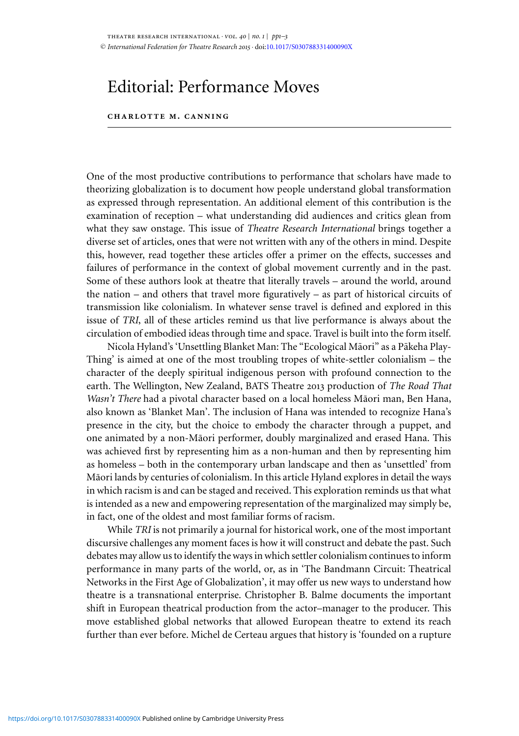# Editorial: Performance Moves

**CHARLOTTE M. CANNING**

One of the most productive contributions to performance that scholars have made to theorizing globalization is to document how people understand global transformation as expressed through representation. An additional element of this contribution is the examination of reception – what understanding did audiences and critics glean from what they saw onstage. This issue of *Theatre Research International* brings together a diverse set of articles, ones that were not written with any of the others in mind. Despite this, however, read together these articles offer a primer on the effects, successes and failures of performance in the context of global movement currently and in the past. Some of these authors look at theatre that literally travels – around the world, around the nation – and others that travel more figuratively – as part of historical circuits of transmission like colonialism. In whatever sense travel is defined and explored in this issue of *TRI*, all of these articles remind us that live performance is always about the circulation of embodied ideas through time and space. Travel is built into the form itself.

Nicola Hyland's 'Unsettling Blanket Man: The "Ecological Māori" as a Pākeha Play-Thing' is aimed at one of the most troubling tropes of white-settler colonialism – the character of the deeply spiritual indigenous person with profound connection to the earth. The Wellington, New Zealand, BATS Theatre 2013 production of *The Road That Wasn't There* had a pivotal character based on a local homeless Māori man, Ben Hana, also known as 'Blanket Man'. The inclusion of Hana was intended to recognize Hana's presence in the city, but the choice to embody the character through a puppet, and one animated by a non-Māori performer, doubly marginalized and erased Hana. This was achieved first by representing him as a non-human and then by representing him as homeless – both in the contemporary urban landscape and then as 'unsettled' from Māori lands by centuries of colonialism. In this article Hyland explores in detail the ways in which racism is and can be staged and received. This exploration reminds us that what is intended as a new and empowering representation of the marginalized may simply be, in fact, one of the oldest and most familiar forms of racism.

While *TRI* is not primarily a journal for historical work, one of the most important discursive challenges any moment faces is how it will construct and debate the past. Such debates may allow us to identify the ways in which settler colonialism continues to inform performance in many parts of the world, or, as in 'The Bandmann Circuit: Theatrical Networks in the First Age of Globalization', it may offer us new ways to understand how theatre is a transnational enterprise. Christopher B. Balme documents the important shift in European theatrical production from the actor–manager to the producer. This move established global networks that allowed European theatre to extend its reach further than ever before. Michel de Certeau argues that history is 'founded on a rupture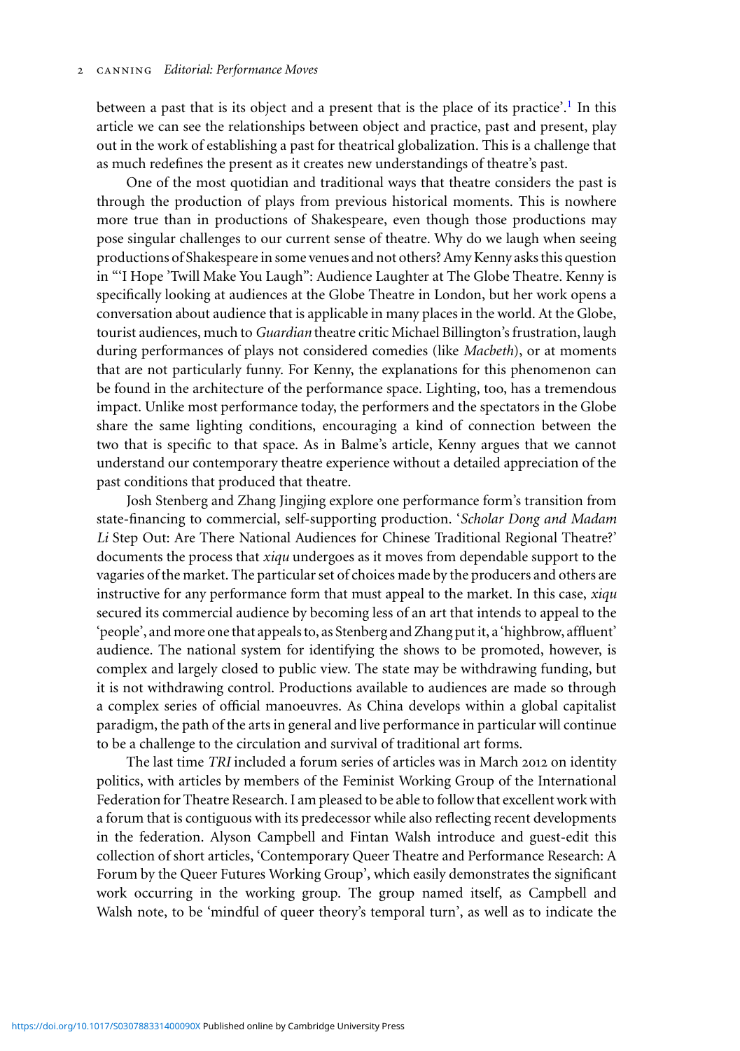between a past that is its object and a present that is the place of its practice'.[1] In this article we can see the relationships between object and practice, past and present, play out in the work of establishing a past for theatrical globalization. This is a challenge that as much redefines the present as it creates new understandings of theatre's past.

One of the most quotidian and traditional ways that theatre considers the past is through the production of plays from previous historical moments. This is nowhere more true than in productions of Shakespeare, even though those productions may pose singular challenges to our current sense of theatre. Why do we laugh when seeing productions of Shakespeare in some venues and not others? Amy Kenny asks this question in '"I Hope 'Twill Make You Laugh": Audience Laughter at The Globe Theatre. Kenny is specifically looking at audiences at the Globe Theatre in London, but her work opens a conversation about audience that is applicable in many places in the world. At the Globe, tourist audiences, much to *Guardian* theatre critic Michael Billington's frustration, laugh during performances of plays not considered comedies (like *Macbeth*), or at moments that are not particularly funny. For Kenny, the explanations for this phenomenon can be found in the architecture of the performance space. Lighting, too, has a tremendous impact. Unlike most performance today, the performers and the spectators in the Globe share the same lighting conditions, encouraging a kind of connection between the two that is specific to that space. As in Balme's article, Kenny argues that we cannot understand our contemporary theatre experience without a detailed appreciation of the past conditions that produced that theatre.

Josh Stenberg and Zhang Jingjing explore one performance form's transition from state-financing to commercial, self-supporting production. '*Scholar Dong and Madam Li* Step Out: Are There National Audiences for Chinese Traditional Regional Theatre?' documents the process that *xiqu* undergoes as it moves from dependable support to the vagaries of the market. The particular set of choices made by the producers and others are instructive for any performance form that must appeal to the market. In this case, *xiqu* secured its commercial audience by becoming less of an art that intends to appeal to the 'people', and more one that appeals to, as Stenberg and Zhang put it, a 'highbrow, affluent' audience. The national system for identifying the shows to be promoted, however, is complex and largely closed to public view. The state may be withdrawing funding, but it is not withdrawing control. Productions available to audiences are made so through a complex series of official manoeuvres. As China develops within a global capitalist paradigm, the path of the arts in general and live performance in particular will continue to be a challenge to the circulation and survival of traditional art forms.

The last time *TRI* included a forum series of articles was in March 2012 on identity politics, with articles by members of the Feminist Working Group of the International Federation for Theatre Research. I am pleased to be able to follow that excellent work with a forum that is contiguous with its predecessor while also reflecting recent developments in the federation. Alyson Campbell and Fintan Walsh introduce and guest-edit this collection of short articles, 'Contemporary Queer Theatre and Performance Research: A Forum by the Queer Futures Working Group', which easily demonstrates the significant work occurring in the working group. The group named itself, as Campbell and Walsh note, to be 'mindful of queer theory's temporal turn', as well as to indicate the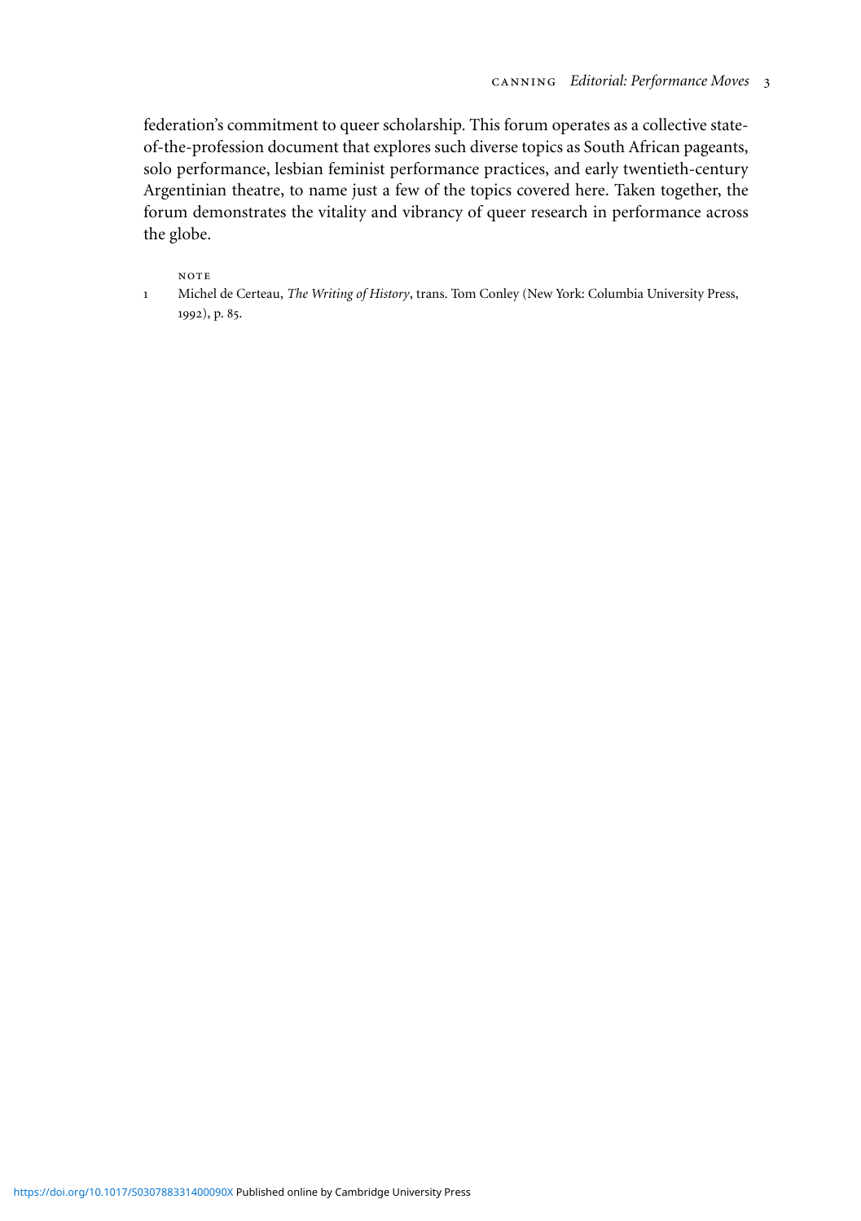federation's commitment to queer scholarship. This forum operates as a collective state-of-the-profession document that explores such diverse topics as South African pageants, solo performance, lesbian feminist performance practices, and early twentieth-century Argentinian theatre, to name just a few of the topics covered here. Taken together, the forum demonstrates the vitality and vibrancy of queer research in performance across the globe.

NOTE

1 Michel de Certeau, *The Writing of History*, trans. Tom Conley (New York: Columbia University Press, 1992), p. 85.

https://doi.org/10.1017/S030788331400090X Published online by Cambridge University Press